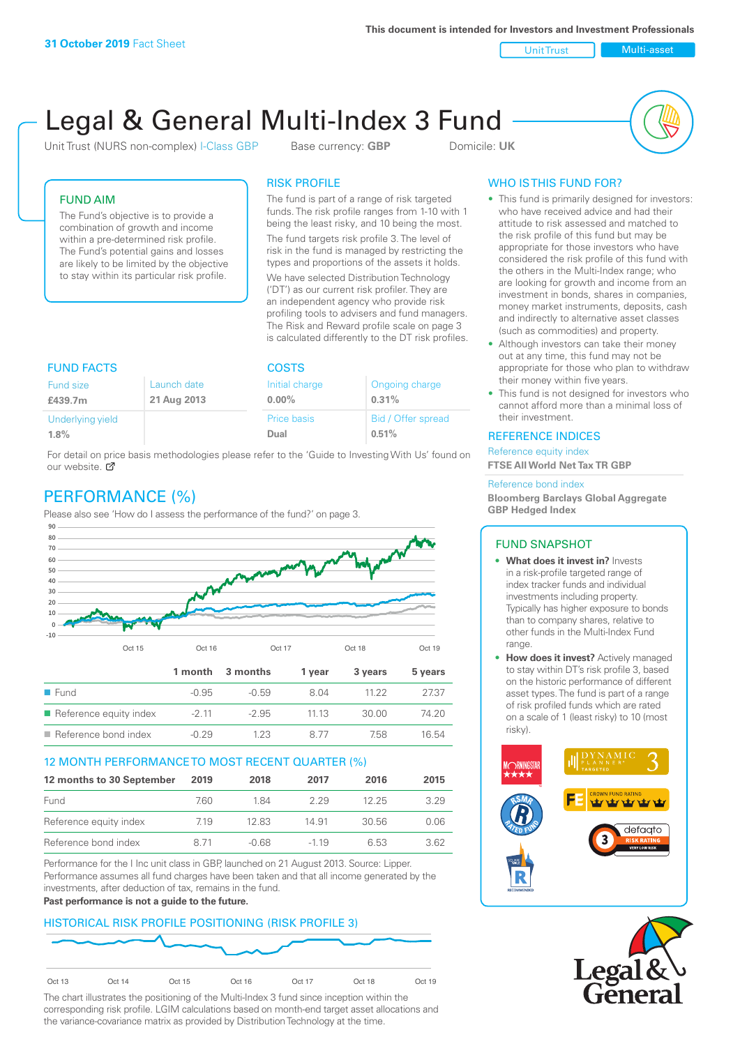**31 October 2019** Fact Sheet

This document is intended for Investors and Investment Professionals

Unit Trust | Multi-asset

# Legal & General Multi-Index 3 Fund

Unit Trust (NURS non-complex) I-Class GBP  Base currency: **GBP**  Domicile: **UK**

## FUND AIM

The Fund's objective is to provide a combination of growth and income within a pre-determined risk profile. The Fund's potential gains and losses are likely to be limited by the objective to stay within its particular risk profile.

## RISK PROFILE

The fund is part of a range of risk targeted funds. The risk profile ranges from 1-10 with 1 being the least risky, and 10 being the most.

The fund targets risk profile 3. The level of risk in the fund is managed by restricting the types and proportions of the assets it holds.

We have selected Distribution Technology ('DT') as our current risk profiler. They are an independent agency who provide risk profiling tools to advisers and fund managers. The Risk and Reward profile scale on page 3 is calculated differently to the DT risk profiles.

## WHO IS THIS FUND FOR?

- This fund is primarily designed for investors: who have received advice and had their attitude to risk assessed and matched to the risk profile of this fund but may be appropriate for those investors who have considered the risk profile of this fund with the others in the Multi-Index range; who are looking for growth and income from an investment in bonds, shares in companies, money market instruments, deposits, cash and indirectly to alternative asset classes (such as commodities) and property.
- Although investors can take their money out at any time, this fund may not be appropriate for those who plan to withdraw their money within five years.
- This fund is not designed for investors who cannot afford more than a minimal loss of their investment.

## FUND FACTS

| Fund size | Launch date |
|---|---|
| **£439.7m** | **21 Aug 2013** |
| Underlying yield | |
| **1.8%** | |

## COSTS

| Initial charge | Ongoing charge |
|---|---|
| **0.00%** | **0.31%** |
| Price basis | Bid / Offer spread |
| **Dual** | **0.51%** |

For detail on price basis methodologies please refer to the 'Guide to Investing With Us' found on our website.

## REFERENCE INDICES

Reference equity index
**FTSE All World Net Tax TR GBP**

Reference bond index
**Bloomberg Barclays Global Aggregate GBP Hedged Index**

## PERFORMANCE (%)

Please also see 'How do I assess the performance of the fund?' on page 3.

| | 1 month | 3 months | 1 year | 3 years | 5 years |
|---|---|---|---|---|---|
| Fund | -0.95 | -0.59 | 8.04 | 11.22 | 27.37 |
| Reference equity index | -2.11 | -2.95 | 11.13 | 30.00 | 74.20 |
| Reference bond index | -0.29 | 1.23 | 8.77 | 7.58 | 16.54 |

## 12 MONTH PERFORMANCE TO MOST RECENT QUARTER (%)

| 12 months to 30 September | 2019 | 2018 | 2017 | 2016 | 2015 |
|---|---|---|---|---|---|
| Fund | 7.60 | 1.84 | 2.29 | 12.25 | 3.29 |
| Reference equity index | 7.19 | 12.83 | 14.91 | 30.56 | 0.06 |
| Reference bond index | 8.71 | -0.68 | -1.19 | 6.53 | 3.62 |

Performance for the I Inc unit class in GBP, launched on 21 August 2013. Source: Lipper. Performance assumes all fund charges have been taken and that all income generated by the investments, after deduction of tax, remains in the fund.

**Past performance is not a guide to the future.**

## FUND SNAPSHOT

- **What does it invest in?** Invests in a risk-profile targeted range of index tracker funds and individual investments including property. Typically has higher exposure to bonds than to company shares, relative to other funds in the Multi-Index Fund range.
- **How does it invest?** Actively managed to stay within DT's risk profile 3, based on the historic performance of different asset types. The fund is part of a range of risk profiled funds which are rated on a scale of 1 (least risky) to 10 (most risky).

## HISTORICAL RISK PROFILE POSITIONING (RISK PROFILE 3)

The chart illustrates the positioning of the Multi-Index 3 fund since inception within the corresponding risk profile. LGIM calculations based on month-end target asset allocations and the variance-covariance matrix as provided by Distribution Technology at the time.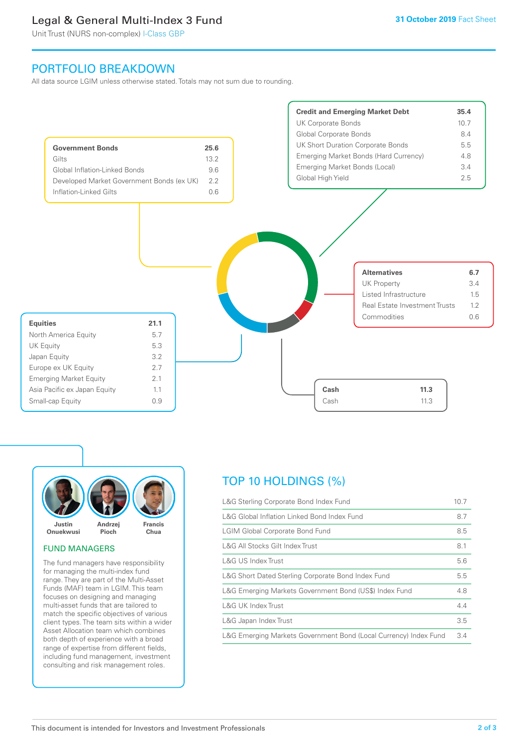## PORTFOLIO BREAKDOWN

All data source LGIM unless otherwise stated. Totals may not sum due to rounding.

| Government Bonds | 25.6 |
|---|---|
| Gilts | 13.2 |
| Global Inflation-Linked Bonds | 9.6 |
| Developed Market Government Bonds (ex UK) | 2.2 |
| Inflation-Linked Gilts | 0.6 |

| Credit and Emerging Market Debt | 35.4 |
|---|---|
| UK Corporate Bonds | 10.7 |
| Global Corporate Bonds | 8.4 |
| UK Short Duration Corporate Bonds | 5.5 |
| Emerging Market Bonds (Hard Currency) | 4.8 |
| Emerging Market Bonds (Local) | 3.4 |
| Global High Yield | 2.5 |

| Alternatives | 6.7 |
|---|---|
| UK Property | 3.4 |
| Listed Infrastructure | 1.5 |
| Real Estate Investment Trusts | 1.2 |
| Commodities | 0.6 |

| Equities | 21.1 |
|---|---|
| North America Equity | 5.7 |
| UK Equity | 5.3 |
| Japan Equity | 3.2 |
| Europe ex UK Equity | 2.7 |
| Emerging Market Equity | 2.1 |
| Asia Pacific ex Japan Equity | 1.1 |
| Small-cap Equity | 0.9 |

| Cash | 11.3 |
|---|---|
| Cash | 11.3 |

Justin Onuekwusi, Andrzej Pioch, Francis Chua

### FUND MANAGERS

The fund managers have responsibility for managing the multi-index fund range. They are part of the Multi-Asset Funds (MAF) team in LGIM. This team focuses on designing and managing multi-asset funds that are tailored to match the specific objectives of various client types. The team sits within a wider Asset Allocation team which combines both depth of experience with a broad range of expertise from different fields, including fund management, investment consulting and risk management roles.

## TOP 10 HOLDINGS (%)

| Holding | % |
|---|---|
| L&G Sterling Corporate Bond Index Fund | 10.7 |
| L&G Global Inflation Linked Bond Index Fund | 8.7 |
| LGIM Global Corporate Bond Fund | 8.5 |
| L&G All Stocks Gilt Index Trust | 8.1 |
| L&G US Index Trust | 5.6 |
| L&G Short Dated Sterling Corporate Bond Index Fund | 5.5 |
| L&G Emerging Markets Government Bond (US$) Index Fund | 4.8 |
| L&G UK Index Trust | 4.4 |
| L&G Japan Index Trust | 3.5 |
| L&G Emerging Markets Government Bond (Local Currency) Index Fund | 3.4 |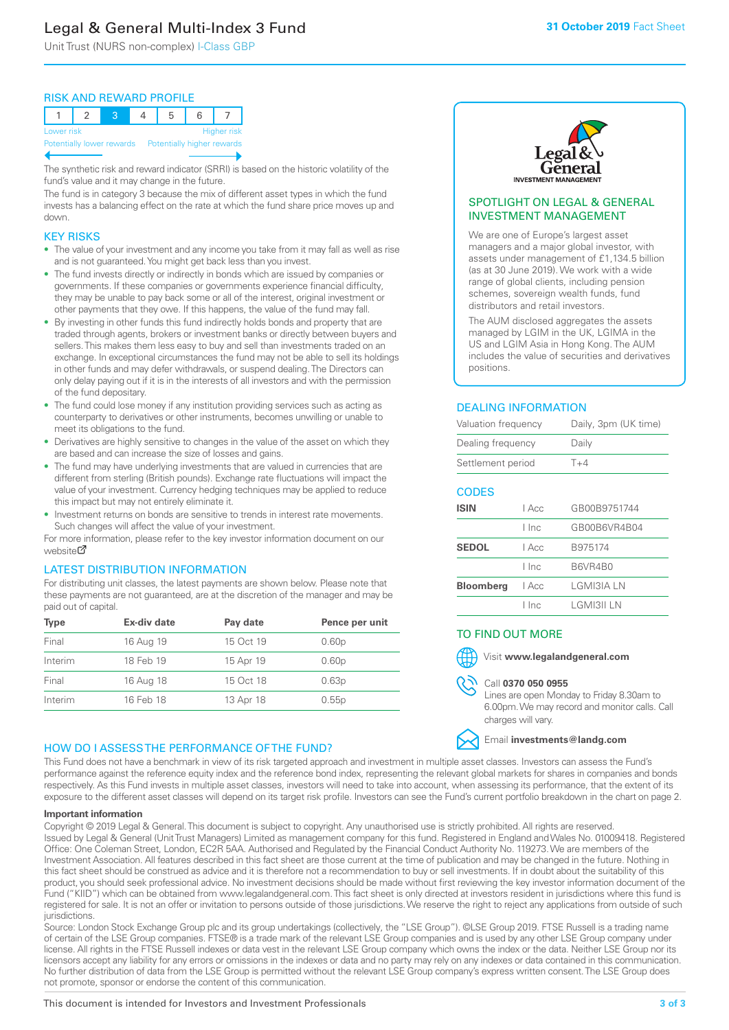# Legal & General Multi-Index 3 Fund

Unit Trust (NURS non-complex) I-Class GBP

**31 October 2019** Fact Sheet

## RISK AND REWARD PROFILE

| 1 | 2 | 3 | 4 | 5 | 6 | 7 |
|---|---|---|---|---|---|---|

Lower risk — Higher risk

Potentially lower rewards — Potentially higher rewards

The synthetic risk and reward indicator (SRRI) is based on the historic volatility of the fund's value and it may change in the future.

The fund is in category 3 because the mix of different asset types in which the fund invests has a balancing effect on the rate at which the fund share price moves up and down.

## KEY RISKS

- The value of your investment and any income you take from it may fall as well as rise and is not guaranteed. You might get back less than you invest.
- The fund invests directly or indirectly in bonds which are issued by companies or governments. If these companies or governments experience financial difficulty, they may be unable to pay back some or all of the interest, original investment or other payments that they owe. If this happens, the value of the fund may fall.
- By investing in other funds this fund indirectly holds bonds and property that are traded through agents, brokers or investment banks or directly between buyers and sellers. This makes them less easy to buy and sell than investments traded on an exchange. In exceptional circumstances the fund may not be able to sell its holdings in other funds and may defer withdrawals, or suspend dealing. The Directors can only delay paying out if it is in the interests of all investors and with the permission of the fund depositary.
- The fund could lose money if any institution providing services such as acting as counterparty to derivatives or other instruments, becomes unwilling or unable to meet its obligations to the fund.
- Derivatives are highly sensitive to changes in the value of the asset on which they are based and can increase the size of losses and gains.
- The fund may have underlying investments that are valued in currencies that are different from sterling (British pounds). Exchange rate fluctuations will impact the value of your investment. Currency hedging techniques may be applied to reduce this impact but may not entirely eliminate it.
- Investment returns on bonds are sensitive to trends in interest rate movements. Such changes will affect the value of your investment.

For more information, please refer to the key investor information document on our website

## LATEST DISTRIBUTION INFORMATION

For distributing unit classes, the latest payments are shown below. Please note that these payments are not guaranteed, are at the discretion of the manager and may be paid out of capital.

| Type | Ex-div date | Pay date | Pence per unit |
|---|---|---|---|
| Final | 16 Aug 19 | 15 Oct 19 | 0.60p |
| Interim | 18 Feb 19 | 15 Apr 19 | 0.60p |
| Final | 16 Aug 18 | 15 Oct 18 | 0.63p |
| Interim | 16 Feb 18 | 13 Apr 18 | 0.55p |

## SPOTLIGHT ON LEGAL & GENERAL INVESTMENT MANAGEMENT

We are one of Europe's largest asset managers and a major global investor, with assets under management of £1,134.5 billion (as at 30 June 2019). We work with a wide range of global clients, including pension schemes, sovereign wealth funds, fund distributors and retail investors.

The AUM disclosed aggregates the assets managed by LGIM in the UK, LGIMA in the US and LGIM Asia in Hong Kong. The AUM includes the value of securities and derivatives positions.

## DEALING INFORMATION

| | |
|---|---|
| Valuation frequency | Daily, 3pm (UK time) |
| Dealing frequency | Daily |
| Settlement period | T+4 |

## CODES

| | | |
|---|---|---|
| **ISIN** | I Acc | GB00B9751744 |
| | I Inc | GB00B6VR4B04 |
| **SEDOL** | I Acc | B975174 |
| | I Inc | B6VR4B0 |
| **Bloomberg** | I Acc | LGMI3IA LN |
| | I Inc | LGMI3II LN |

## TO FIND OUT MORE

Visit **www.legalandgeneral.com**

Call **0370 050 0955**
Lines are open Monday to Friday 8.30am to 6.00pm. We may record and monitor calls. Call charges will vary.

Email **investments@landg.com**

## HOW DO I ASSESS THE PERFORMANCE OF THE FUND?

This Fund does not have a benchmark in view of its risk targeted approach and investment in multiple asset classes. Investors can assess the Fund's performance against the reference equity index and the reference bond index, representing the relevant global markets for shares in companies and bonds respectively. As this Fund invests in multiple asset classes, investors will need to take into account, when assessing its performance, that the extent of its exposure to the different asset classes will depend on its target risk profile. Investors can see the Fund's current portfolio breakdown in the chart on page 2.

**Important information**

Copyright © 2019 Legal & General. This document is subject to copyright. Any unauthorised use is strictly prohibited. All rights are reserved.

Issued by Legal & General (Unit Trust Managers) Limited as management company for this fund. Registered in England and Wales No. 01009418. Registered Office: One Coleman Street, London, EC2R 5AA. Authorised and Regulated by the Financial Conduct Authority No. 119273. We are members of the Investment Association. All features described in this fact sheet are those current at the time of publication and may be changed in the future. Nothing in this fact sheet should be construed as advice and it is therefore not a recommendation to buy or sell investments. If in doubt about the suitability of this product, you should seek professional advice. No investment decisions should be made without first reviewing the key investor information document of the Fund ("KIID") which can be obtained from www.legalandgeneral.com. This fact sheet is only directed at investors resident in jurisdictions where this fund is registered for sale. It is not an offer or invitation to persons outside of those jurisdictions. We reserve the right to reject any applications from outside of such jurisdictions.

Source: London Stock Exchange Group plc and its group undertakings (collectively, the "LSE Group"). ©LSE Group 2019. FTSE Russell is a trading name of certain of the LSE Group companies. FTSE® is a trade mark of the relevant LSE Group companies and is used by any other LSE Group company under license. All rights in the FTSE Russell indexes or data vest in the relevant LSE Group company which owns the index or the data. Neither LSE Group nor its licensors accept any liability for any errors or omissions in the indexes or data and no party may rely on any indexes or data contained in this communication. No further distribution of data from the LSE Group is permitted without the relevant LSE Group company's express written consent. The LSE Group does not promote, sponsor or endorse the content of this communication.

This document is intended for Investors and Investment Professionals